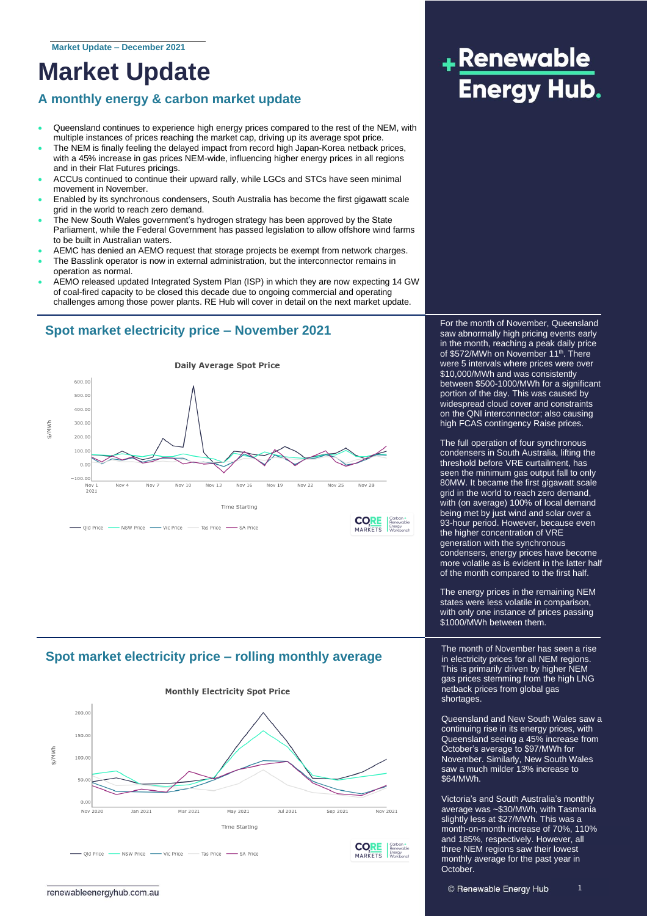Market Update – December 2021

# Market Update

## A monthly energy & carbon market update

- Queensland continues to experience high energy prices compared to the rest of the NEM, with multiple instances of prices reaching the market cap, driving up its average spot price.
- The NEM is finally feeling the delayed impact from record high Japan-Korea netback prices, with a 45% increase in gas prices NEM-wide, influencing higher energy prices in all regions and in their Flat Futures pricings.
- ACCUs continued to continue their upward rally, while LGCs and STCs have seen minimal movement in November.
- Enabled by its synchronous condensers, South Australia has become the first gigawatt scale grid in the world to reach zero demand.
- The New South Wales government's hydrogen strategy has been approved by the State Parliament, while the Federal Government has passed legislation to allow offshore wind farms to be built in Australian waters.
- AEMC has denied an AEMO request that storage projects be exempt from network charges.
- The Basslink operator is now in external administration, but the interconnector remains in operation as normal.
- AEMO released updated Integrated System Plan (ISP) in which they are now expecting 14 GW of coal-fired capacity to be closed this decade due to ongoing commercial and operating challenges among those power plants. RE Hub will cover in detail on the next market update.

## Spot market electricity price – November 2021

For the month of November, Queensland saw abnormally high pricing events early in the month, reaching a peak daily price of $572/MWh on November 11th. There were 5 intervals where prices were over $10,000/MWh and was consistently between $500-1000/MWh for a significant portion of the day. This was caused by widespread cloud cover and constraints on the QNI interconnector; also causing high FCAS contingency Raise prices.

The full operation of four synchronous condensers in South Australia, lifting the threshold before VRE curtailment, has seen the minimum gas output fall to only 80MW. It became the first gigawatt scale grid in the world to reach zero demand, with (on average) 100% of local demand being met by just wind and solar over a 93-hour period. However, because even the higher concentration of VRE generation with the synchronous condensers, energy prices have become more volatile as is evident in the latter half of the month compared to the first half.

The energy prices in the remaining NEM states were less volatile in comparison, with only one instance of prices passing $1000/MWh between them.

## Spot market electricity price – rolling monthly average

The month of November has seen a rise in electricity prices for all NEM regions. This is primarily driven by higher NEM gas prices stemming from the high LNG netback prices from global gas shortages.

Queensland and New South Wales saw a continuing rise in its energy prices, with Queensland seeing a 45% increase from October's average to $97/MWh for November. Similarly, New South Wales saw a much milder 13% increase to $64/MWh.

Victoria's and South Australia's monthly average was ~$30/MWh, with Tasmania slightly less at $27/MWh. This was a month-on-month increase of 70%, 110% and 185%, respectively. However, all three NEM regions saw their lowest monthly average for the past year in October.

© Renewable Energy Hub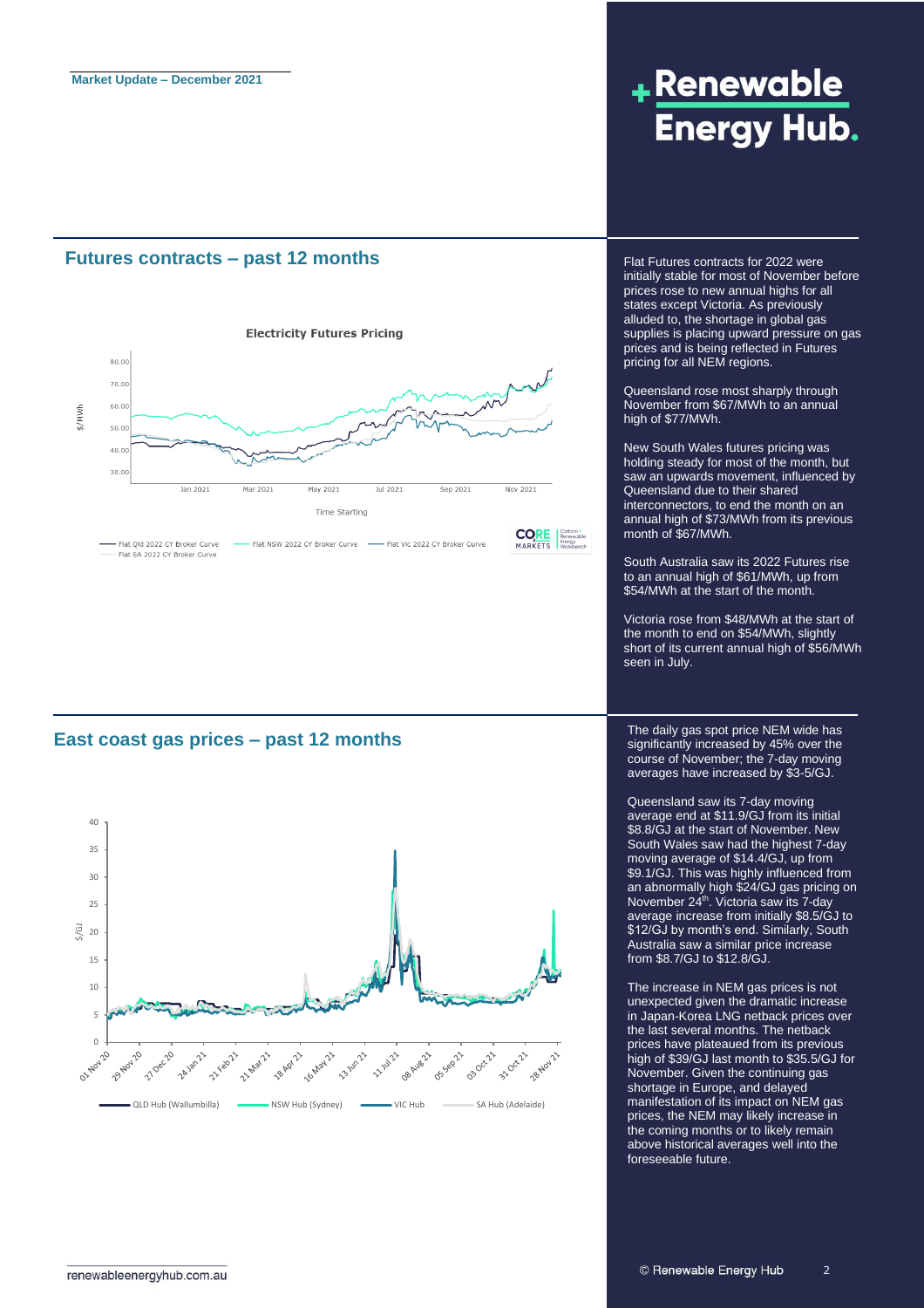## Futures contracts – past 12 months

Flat Futures contracts for 2022 were initially stable for most of November before prices rose to new annual highs for all states except Victoria. As previously alluded to, the shortage in global gas supplies is placing upward pressure on gas prices and is being reflected in Futures pricing for all NEM regions.

Queensland rose most sharply through November from $67/MWh to an annual high of $77/MWh.

New South Wales futures pricing was holding steady for most of the month, but saw an upwards movement, influenced by Queensland due to their shared interconnectors, to end the month on an annual high of $73/MWh from its previous month of $67/MWh.

South Australia saw its 2022 Futures rise to an annual high of $61/MWh, up from $54/MWh at the start of the month.

Victoria rose from $48/MWh at the start of the month to end on $54/MWh, slightly short of its current annual high of $56/MWh seen in July.

## East coast gas prices – past 12 months

The daily gas spot price NEM wide has significantly increased by 45% over the course of November; the 7-day moving averages have increased by $3-5/GJ.

Queensland saw its 7-day moving average end at $11.9/GJ from its initial $8.8/GJ at the start of November. New South Wales saw had the highest 7-day moving average of $14.4/GJ, up from $9.1/GJ. This was highly influenced from an abnormally high $24/GJ gas pricing on November 24th. Victoria saw its 7-day average increase from initially $8.5/GJ to $12/GJ by month's end. Similarly, South Australia saw a similar price increase from $8.7/GJ to $12.8/GJ.

The increase in NEM gas prices is not unexpected given the dramatic increase in Japan-Korea LNG netback prices over the last several months. The netback prices have plateaued from its previous high of $39/GJ last month to $35.5/GJ for November. Given the continuing gas shortage in Europe, and delayed manifestation of its impact on NEM gas prices, the NEM may likely increase in the coming months or to likely remain above historical averages well into the foreseeable future.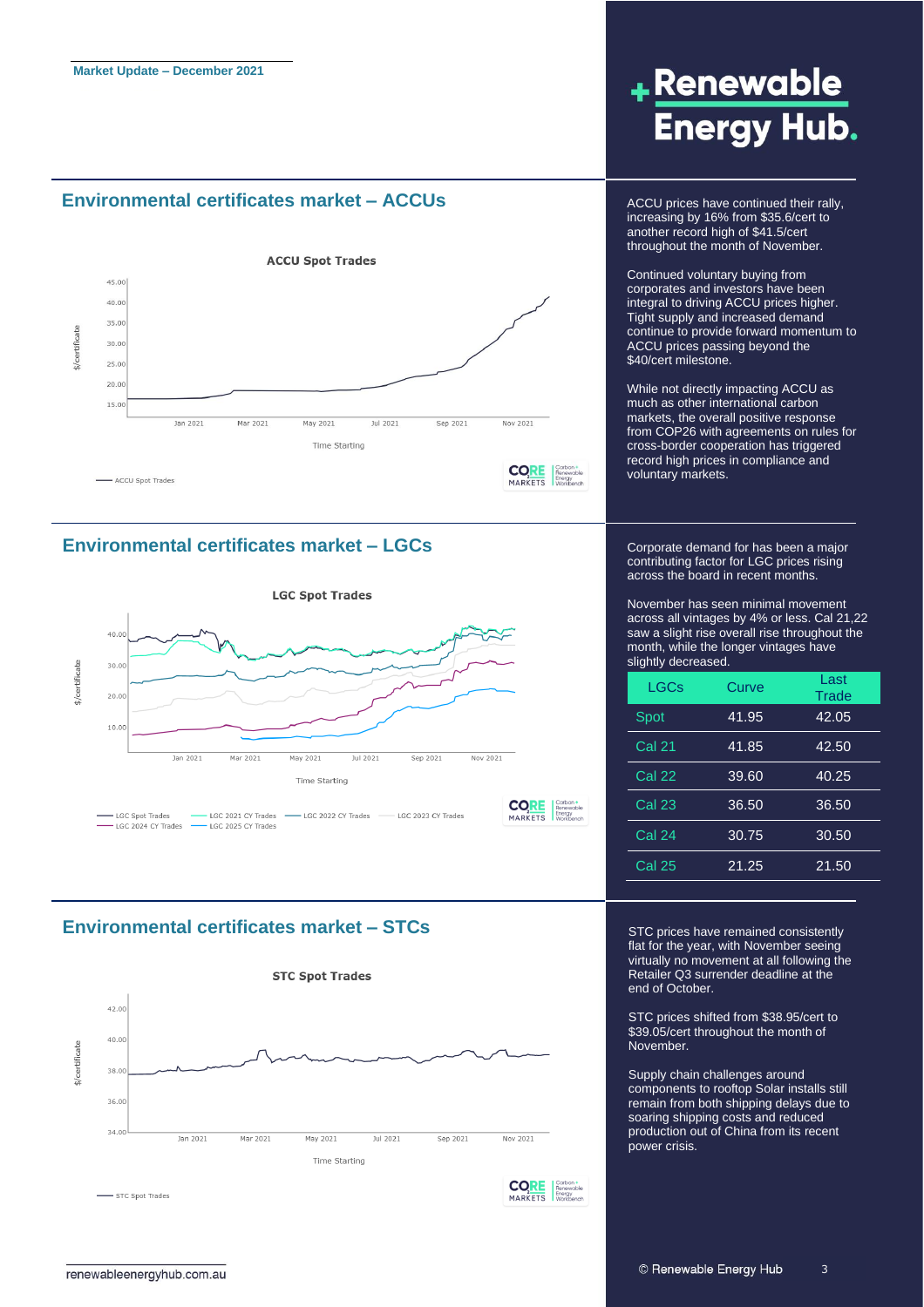Market Update – December 2021

## Environmental certificates market – ACCUs

ACCU prices have continued their rally, increasing by 16% from $35.6/cert to another record high of $41.5/cert throughout the month of November.

Continued voluntary buying from corporates and investors have been integral to driving ACCU prices higher. Tight supply and increased demand continue to provide forward momentum to ACCU prices passing beyond the $40/cert milestone.

While not directly impacting ACCU as much as other international carbon markets, the overall positive response from COP26 with agreements on rules for cross-border cooperation has triggered record high prices in compliance and voluntary markets.

## Environmental certificates market – LGCs

Corporate demand for has been a major contributing factor for LGC prices rising across the board in recent months.

November has seen minimal movement across all vintages by 4% or less. Cal 21,22 saw a slight rise overall rise throughout the month, while the longer vintages have slightly decreased.

| LGCs | Curve | Last Trade |
|---|---|---|
| Spot | 41.95 | 42.05 |
| Cal 21 | 41.85 | 42.50 |
| Cal 22 | 39.60 | 40.25 |
| Cal 23 | 36.50 | 36.50 |
| Cal 24 | 30.75 | 30.50 |
| Cal 25 | 21.25 | 21.50 |

## Environmental certificates market – STCs

STC prices have remained consistently flat for the year, with November seeing virtually no movement at all following the Retailer Q3 surrender deadline at the end of October.

STC prices shifted from $38.95/cert to $39.05/cert throughout the month of November.

Supply chain challenges around components to rooftop Solar installs still remain from both shipping delays due to soaring shipping costs and reduced production out of China from its recent power crisis.

renewableenergyhub.com.au

© Renewable Energy Hub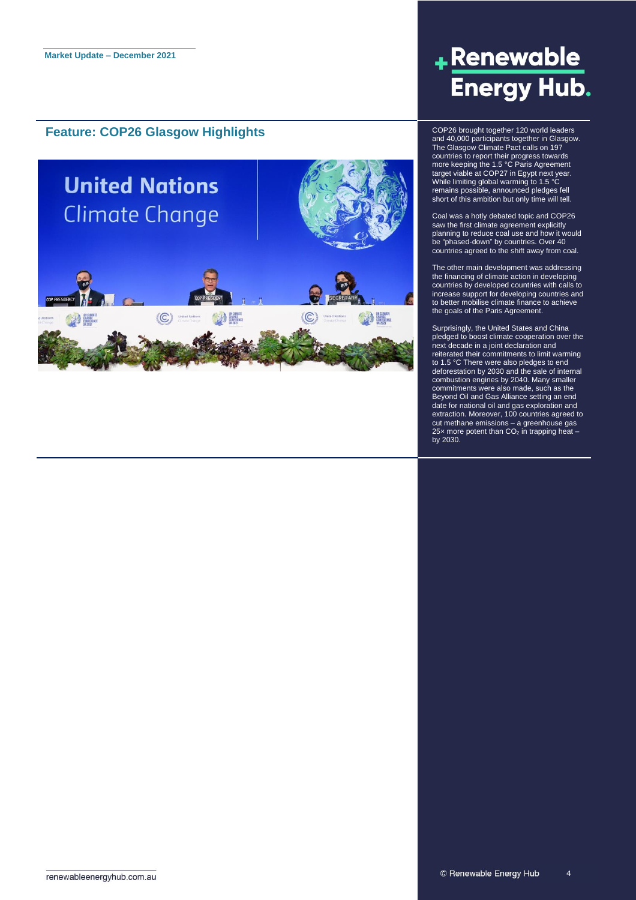## Feature: COP26 Glasgow Highlights

COP26 brought together 120 world leaders and 40,000 participants together in Glasgow. The Glasgow Climate Pact calls on 197 countries to report their progress towards more keeping the 1.5 °C Paris Agreement target viable at COP27 in Egypt next year. While limiting global warming to 1.5 °C remains possible, announced pledges fell short of this ambition but only time will tell.

Coal was a hotly debated topic and COP26 saw the first climate agreement explicitly planning to reduce coal use and how it would be "phased-down" by countries. Over 40 countries agreed to the shift away from coal.

The other main development was addressing the financing of climate action in developing countries by developed countries with calls to increase support for developing countries and to better mobilise climate finance to achieve the goals of the Paris Agreement.

Surprisingly, the United States and China pledged to boost climate cooperation over the next decade in a joint declaration and reiterated their commitments to limit warming to 1.5 °C There were also pledges to end deforestation by 2030 and the sale of internal combustion engines by 2040. Many smaller commitments were also made, such as the Beyond Oil and Gas Alliance setting an end date for national oil and gas exploration and extraction. Moreover, 100 countries agreed to cut methane emissions – a greenhouse gas 25× more potent than $CO_2$ in trapping heat – by 2030.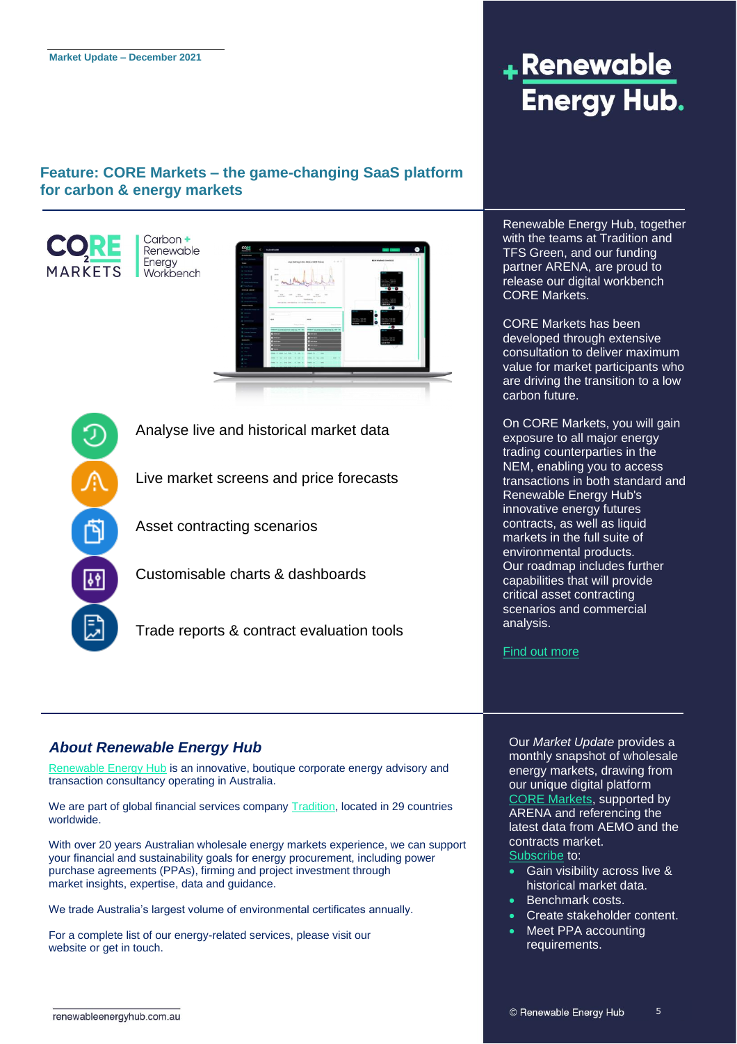Market Update – December 2021

# Feature: CORE Markets – the game-changing SaaS platform for carbon & energy markets

CORE MARKETS

Carbon + Renewable Energy Workbench

Analyse live and historical market data

Live market screens and price forecasts

Asset contracting scenarios

Customisable charts & dashboards

Trade reports & contract evaluation tools

Renewable Energy Hub, together with the teams at Tradition and TFS Green, and our funding partner ARENA, are proud to release our digital workbench CORE Markets.

CORE Markets has been developed through extensive consultation to deliver maximum value for market participants who are driving the transition to a low carbon future.

On CORE Markets, you will gain exposure to all major energy trading counterparties in the NEM, enabling you to access transactions in both standard and Renewable Energy Hub's innovative energy futures contracts, as well as liquid markets in the full suite of environmental products. Our roadmap includes further capabilities that will provide critical asset contracting scenarios and commercial analysis.

Find out more

## *About Renewable Energy Hub*

Renewable Energy Hub is an innovative, boutique corporate energy advisory and transaction consultancy operating in Australia.

We are part of global financial services company Tradition, located in 29 countries worldwide.

With over 20 years Australian wholesale energy markets experience, we can support your financial and sustainability goals for energy procurement, including power purchase agreements (PPAs), firming and project investment through market insights, expertise, data and guidance.

We trade Australia's largest volume of environmental certificates annually.

For a complete list of our energy-related services, please visit our website or get in touch.

Our *Market Update* provides a monthly snapshot of wholesale energy markets, drawing from our unique digital platform CORE Markets, supported by ARENA and referencing the latest data from AEMO and the contracts market.
Subscribe to:

- Gain visibility across live & historical market data.
- Benchmark costs.
- Create stakeholder content.
- Meet PPA accounting requirements.

renewableenergyhub.com.au

© Renewable Energy Hub